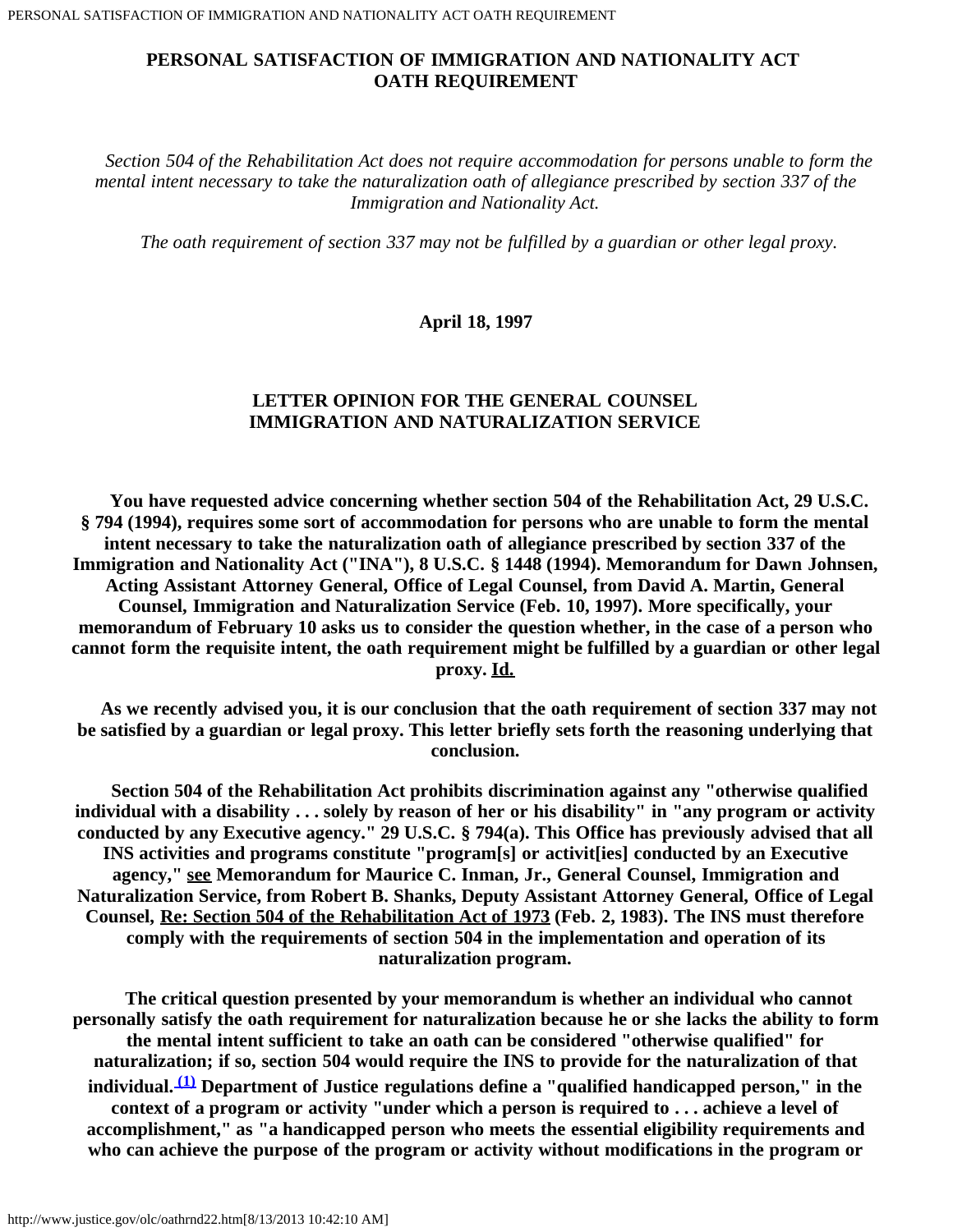# PERSONAL SATISFACTION OF IMMIGRATION AND NATIONALITY ACT OATH REQUIREMENT

*Section 504 of the Rehabilitation Act does not require accommodation for persons unable to form the mental intent necessary to take the naturalization oath of allegiance prescribed by section 337 of the Immigration and Nationality Act.*

*The oath requirement of section 337 may not be fulfilled by a guardian or other legal proxy.*

**April 18, 1997**

## LETTER OPINION FOR THE GENERAL COUNSEL IMMIGRATION AND NATURALIZATION SERVICE

You have requested advice concerning whether section 504 of the Rehabilitation Act, 29 U.S.C. § 794 (1994), requires some sort of accommodation for persons who are unable to form the mental intent necessary to take the naturalization oath of allegiance prescribed by section 337 of the Immigration and Nationality Act ("INA"), 8 U.S.C. § 1448 (1994). Memorandum for Dawn Johnsen, Acting Assistant Attorney General, Office of Legal Counsel, from David A. Martin, General Counsel, Immigration and Naturalization Service (Feb. 10, 1997). More specifically, your memorandum of February 10 asks us to consider the question whether, in the case of a person who cannot form the requisite intent, the oath requirement might be fulfilled by a guardian or other legal proxy. Id.

As we recently advised you, it is our conclusion that the oath requirement of section 337 may not be satisfied by a guardian or legal proxy. This letter briefly sets forth the reasoning underlying that conclusion.

Section 504 of the Rehabilitation Act prohibits discrimination against any "otherwise qualified individual with a disability . . . solely by reason of her or his disability" in "any program or activity conducted by any Executive agency." 29 U.S.C. § 794(a). This Office has previously advised that all INS activities and programs constitute "program[s] or activit[ies] conducted by an Executive agency," see Memorandum for Maurice C. Inman, Jr., General Counsel, Immigration and Naturalization Service, from Robert B. Shanks, Deputy Assistant Attorney General, Office of Legal Counsel, Re: Section 504 of the Rehabilitation Act of 1973 (Feb. 2, 1983). The INS must therefore comply with the requirements of section 504 in the implementation and operation of its naturalization program.

The critical question presented by your memorandum is whether an individual who cannot personally satisfy the oath requirement for naturalization because he or she lacks the ability to form the mental intent sufficient to take an oath can be considered "otherwise qualified" for naturalization; if so, section 504 would require the INS to provide for the naturalization of that individual.[1] Department of Justice regulations define a "qualified handicapped person," in the context of a program or activity "under which a person is required to . . . achieve a level of accomplishment," as "a handicapped person who meets the essential eligibility requirements and who can achieve the purpose of the program or activity without modifications in the program or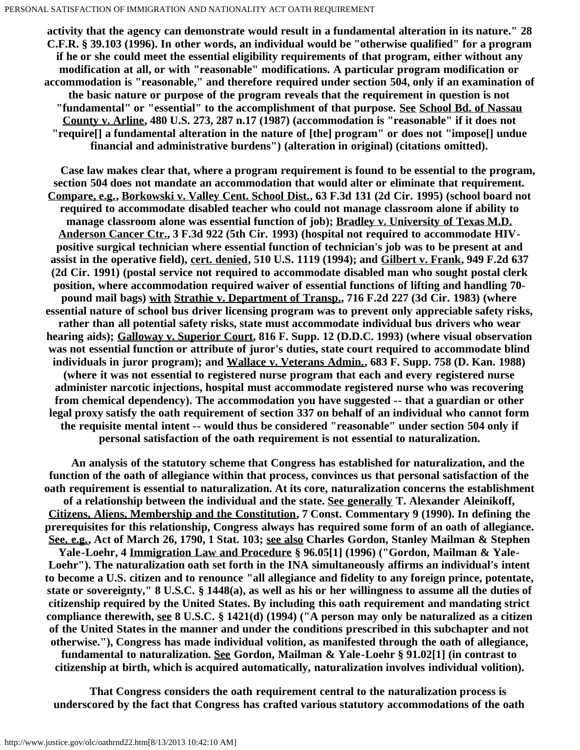activity that the agency can demonstrate would result in a fundamental alteration in its nature." 28 C.F.R. § 39.103 (1996). In other words, an individual would be "otherwise qualified" for a program if he or she could meet the essential eligibility requirements of that program, either without any modification at all, or with "reasonable" modifications. A particular program modification or accommodation is "reasonable," and therefore required under section 504, only if an examination of the basic nature or purpose of the program reveals that the requirement in question is not "fundamental" or "essential" to the accomplishment of that purpose. See School Bd. of Nassau County v. Arline, 480 U.S. 273, 287 n.17 (1987) (accommodation is "reasonable" if it does not "require[] a fundamental alteration in the nature of [the] program" or does not "impose[] undue financial and administrative burdens") (alteration in original) (citations omitted).

Case law makes clear that, where a program requirement is found to be essential to the program, section 504 does not mandate an accommodation that would alter or eliminate that requirement. Compare, e.g., Borkowski v. Valley Cent. School Dist., 63 F.3d 131 (2d Cir. 1995) (school board not required to accommodate disabled teacher who could not manage classroom alone if ability to manage classroom alone was essential function of job); Bradley v. University of Texas M.D. Anderson Cancer Ctr., 3 F.3d 922 (5th Cir. 1993) (hospital not required to accommodate HIV-positive surgical technician where essential function of technician's job was to be present at and assist in the operative field), cert. denied, 510 U.S. 1119 (1994); and Gilbert v. Frank, 949 F.2d 637 (2d Cir. 1991) (postal service not required to accommodate disabled man who sought postal clerk position, where accommodation required waiver of essential functions of lifting and handling 70-pound mail bags) with Strathie v. Department of Transp., 716 F.2d 227 (3d Cir. 1983) (where essential nature of school bus driver licensing program was to prevent only appreciable safety risks, rather than all potential safety risks, state must accommodate individual bus drivers who wear hearing aids); Galloway v. Superior Court, 816 F. Supp. 12 (D.D.C. 1993) (where visual observation was not essential function or attribute of juror's duties, state court required to accommodate blind individuals in juror program); and Wallace v. Veterans Admin., 683 F. Supp. 758 (D. Kan. 1988) (where it was not essential to registered nurse program that each and every registered nurse administer narcotic injections, hospital must accommodate registered nurse who was recovering from chemical dependency). The accommodation you have suggested -- that a guardian or other legal proxy satisfy the oath requirement of section 337 on behalf of an individual who cannot form the requisite mental intent -- would thus be considered "reasonable" under section 504 only if personal satisfaction of the oath requirement is not essential to naturalization.

An analysis of the statutory scheme that Congress has established for naturalization, and the function of the oath of allegiance within that process, convinces us that personal satisfaction of the oath requirement is essential to naturalization. At its core, naturalization concerns the establishment of a relationship between the individual and the state. See generally T. Alexander Aleinikoff, Citizens, Aliens, Membership and the Constitution, 7 Const. Commentary 9 (1990). In defining the prerequisites for this relationship, Congress always has required some form of an oath of allegiance. See, e.g., Act of March 26, 1790, 1 Stat. 103; see also Charles Gordon, Stanley Mailman & Stephen Yale-Loehr, 4 Immigration Law and Procedure § 96.05[1] (1996) ("Gordon, Mailman & Yale-Loehr"). The naturalization oath set forth in the INA simultaneously affirms an individual's intent to become a U.S. citizen and to renounce "all allegiance and fidelity to any foreign prince, potentate, state or sovereignty," 8 U.S.C. § 1448(a), as well as his or her willingness to assume all the duties of citizenship required by the United States. By including this oath requirement and mandating strict compliance therewith, see 8 U.S.C. § 1421(d) (1994) ("A person may only be naturalized as a citizen of the United States in the manner and under the conditions prescribed in this subchapter and not otherwise."), Congress has made individual volition, as manifested through the oath of allegiance, fundamental to naturalization. See Gordon, Mailman & Yale-Loehr § 91.02[1] (in contrast to citizenship at birth, which is acquired automatically, naturalization involves individual volition).

That Congress considers the oath requirement central to the naturalization process is underscored by the fact that Congress has crafted various statutory accommodations of the oath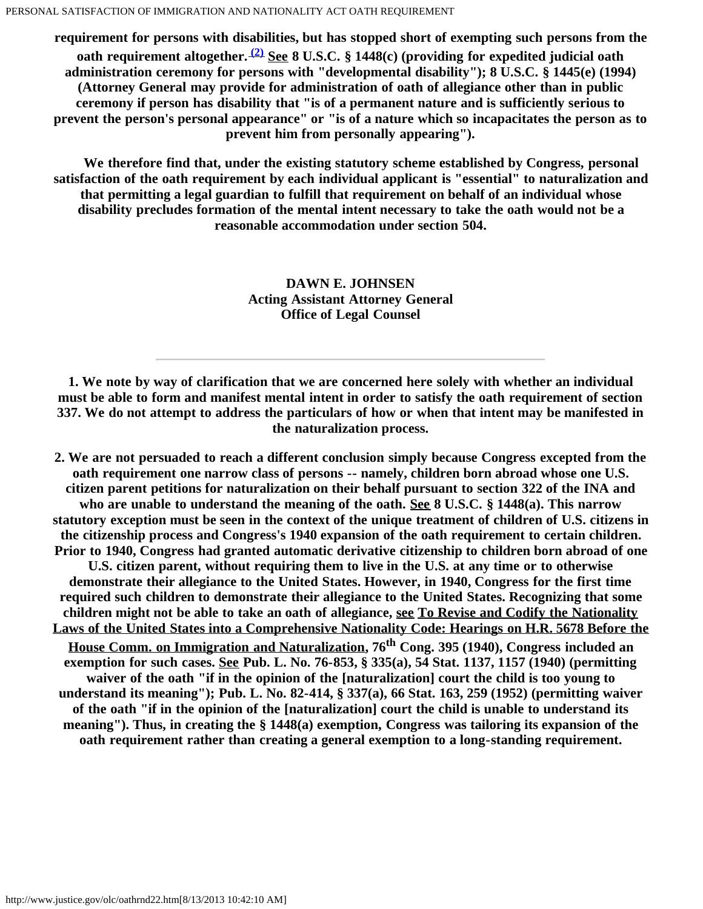**requirement for persons with disabilities, but has stopped short of exempting such persons from the oath requirement altogether.[(2)] See 8 U.S.C. § 1448(c) (providing for expedited judicial oath administration ceremony for persons with "developmental disability"); 8 U.S.C. § 1445(e) (1994) (Attorney General may provide for administration of oath of allegiance other than in public ceremony if person has disability that "is of a permanent nature and is sufficiently serious to prevent the person's personal appearance" or "is of a nature which so incapacitates the person as to prevent him from personally appearing").**

**We therefore find that, under the existing statutory scheme established by Congress, personal satisfaction of the oath requirement by each individual applicant is "essential" to naturalization and that permitting a legal guardian to fulfill that requirement on behalf of an individual whose disability precludes formation of the mental intent necessary to take the oath would not be a reasonable accommodation under section 504.**

**DAWN E. JOHNSEN**
**Acting Assistant Attorney General**
**Office of Legal Counsel**

---

**1. We note by way of clarification that we are concerned here solely with whether an individual must be able to form and manifest mental intent in order to satisfy the oath requirement of section 337. We do not attempt to address the particulars of how or when that intent may be manifested in the naturalization process.**

**2. We are not persuaded to reach a different conclusion simply because Congress excepted from the oath requirement one narrow class of persons -- namely, children born abroad whose one U.S. citizen parent petitions for naturalization on their behalf pursuant to section 322 of the INA and who are unable to understand the meaning of the oath. See 8 U.S.C. § 1448(a). This narrow statutory exception must be seen in the context of the unique treatment of children of U.S. citizens in the citizenship process and Congress's 1940 expansion of the oath requirement to certain children. Prior to 1940, Congress had granted automatic derivative citizenship to children born abroad of one U.S. citizen parent, without requiring them to live in the U.S. at any time or to otherwise demonstrate their allegiance to the United States. However, in 1940, Congress for the first time required such children to demonstrate their allegiance to the United States. Recognizing that some children might not be able to take an oath of allegiance, see To Revise and Codify the Nationality Laws of the United States into a Comprehensive Nationality Code: Hearings on H.R. 5678 Before the House Comm. on Immigration and Naturalization, 76th Cong. 395 (1940), Congress included an exemption for such cases. See Pub. L. No. 76-853, § 335(a), 54 Stat. 1137, 1157 (1940) (permitting waiver of the oath "if in the opinion of the [naturalization] court the child is too young to understand its meaning"); Pub. L. No. 82-414, § 337(a), 66 Stat. 163, 259 (1952) (permitting waiver of the oath "if in the opinion of the [naturalization] court the child is unable to understand its meaning"). Thus, in creating the § 1448(a) exemption, Congress was tailoring its expansion of the oath requirement rather than creating a general exemption to a long-standing requirement.**